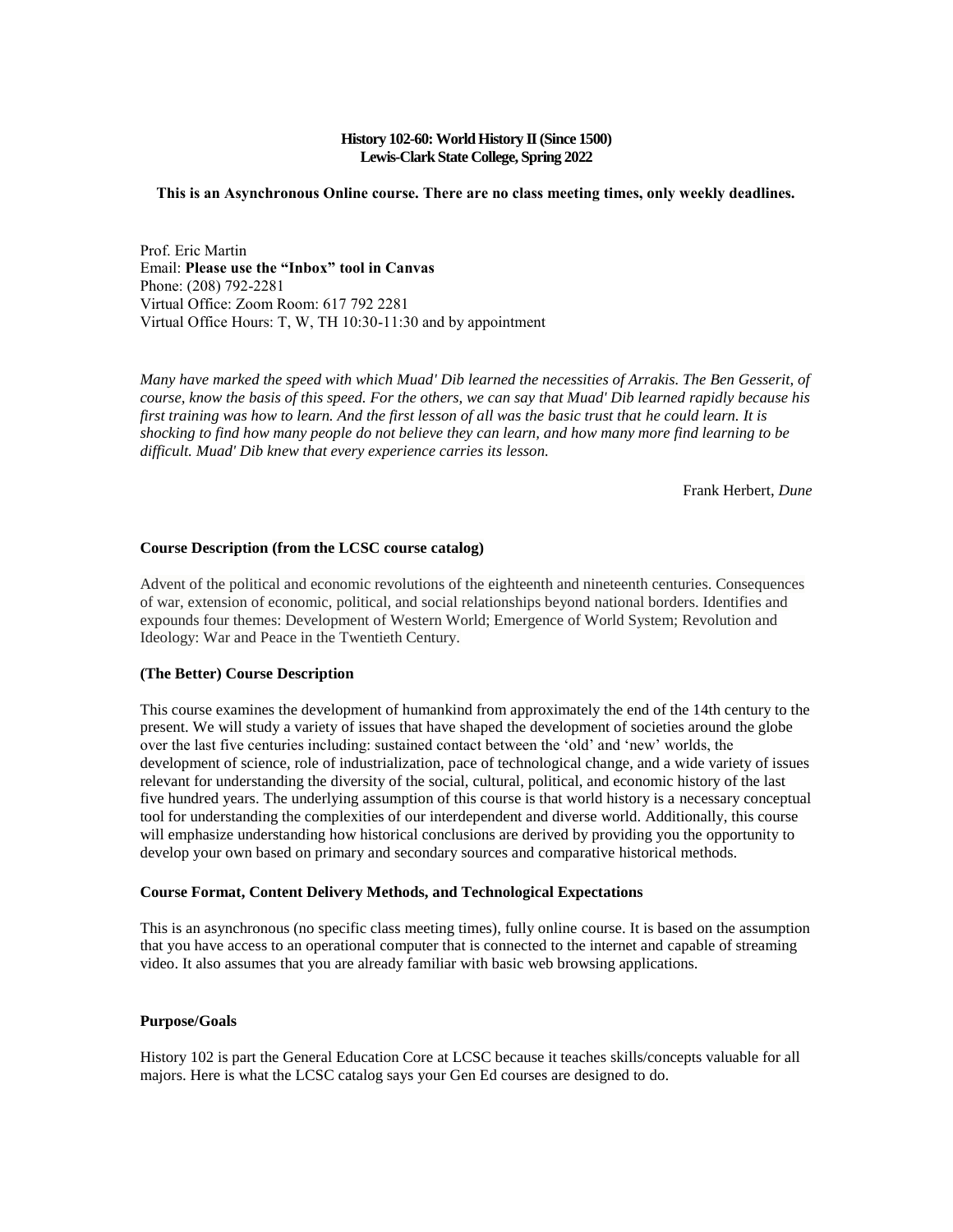**History 102-60: World History II (Since 1500)**
**Lewis-Clark State College, Spring 2022**

**This is an Asynchronous Online course. There are no class meeting times, only weekly deadlines.**

Prof. Eric Martin
Email: **Please use the "Inbox" tool in Canvas**
Phone: (208) 792-2281
Virtual Office: Zoom Room: 617 792 2281
Virtual Office Hours: T, W, TH 10:30-11:30 and by appointment

*Many have marked the speed with which Muad' Dib learned the necessities of Arrakis. The Ben Gesserit, of course, know the basis of this speed. For the others, we can say that Muad' Dib learned rapidly because his first training was how to learn. And the first lesson of all was the basic trust that he could learn. It is shocking to find how many people do not believe they can learn, and how many more find learning to be difficult. Muad' Dib knew that every experience carries its lesson.*

Frank Herbert, *Dune*

**Course Description (from the LCSC course catalog)**

Advent of the political and economic revolutions of the eighteenth and nineteenth centuries. Consequences of war, extension of economic, political, and social relationships beyond national borders. Identifies and expounds four themes: Development of Western World; Emergence of World System; Revolution and Ideology: War and Peace in the Twentieth Century.

**(The Better) Course Description**

This course examines the development of humankind from approximately the end of the 14th century to the present. We will study a variety of issues that have shaped the development of societies around the globe over the last five centuries including: sustained contact between the 'old' and 'new' worlds, the development of science, role of industrialization, pace of technological change, and a wide variety of issues relevant for understanding the diversity of the social, cultural, political, and economic history of the last five hundred years. The underlying assumption of this course is that world history is a necessary conceptual tool for understanding the complexities of our interdependent and diverse world. Additionally, this course will emphasize understanding how historical conclusions are derived by providing you the opportunity to develop your own based on primary and secondary sources and comparative historical methods.

**Course Format, Content Delivery Methods, and Technological Expectations**

This is an asynchronous (no specific class meeting times), fully online course. It is based on the assumption that you have access to an operational computer that is connected to the internet and capable of streaming video. It also assumes that you are already familiar with basic web browsing applications.

**Purpose/Goals**

History 102 is part the General Education Core at LCSC because it teaches skills/concepts valuable for all majors. Here is what the LCSC catalog says your Gen Ed courses are designed to do.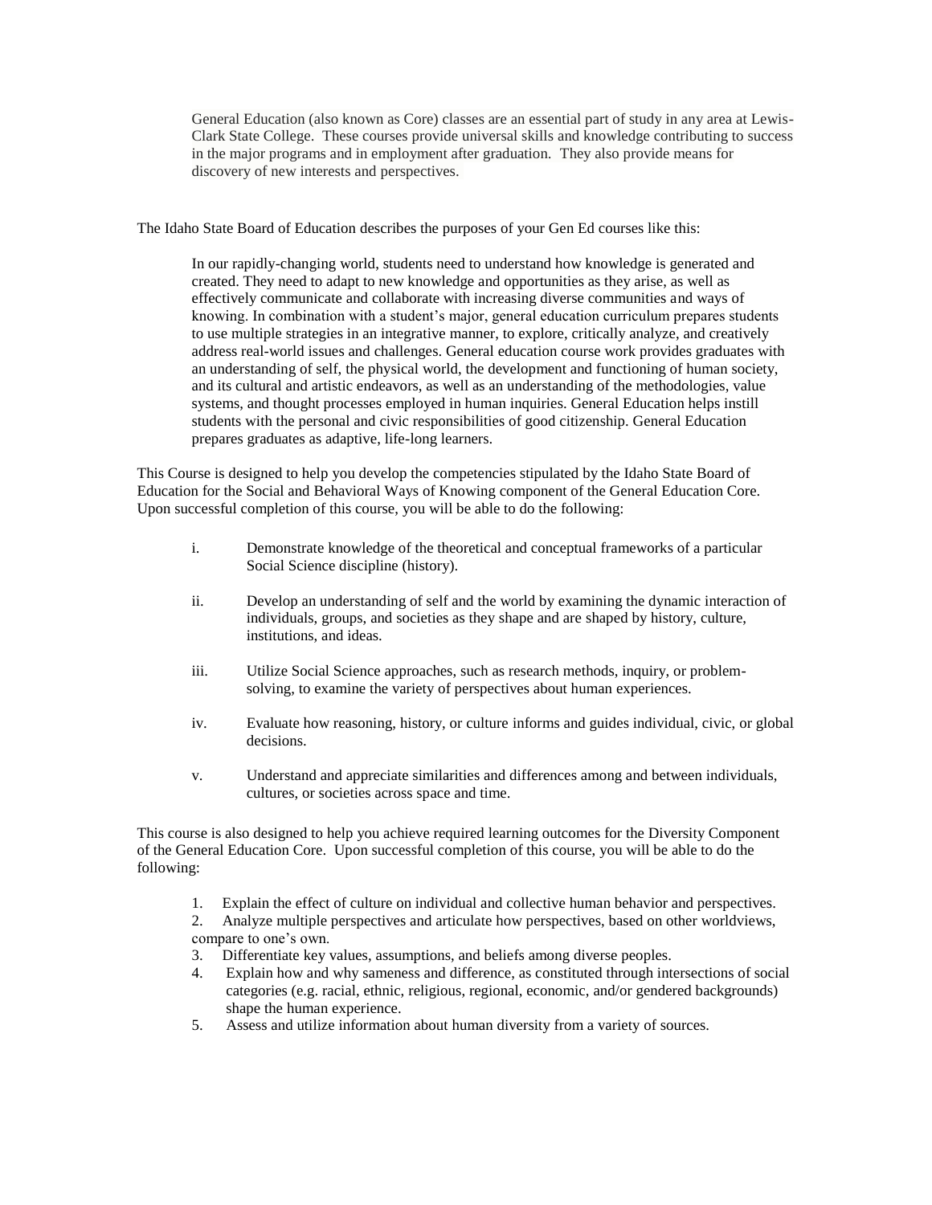General Education (also known as Core) classes are an essential part of study in any area at Lewis-Clark State College. These courses provide universal skills and knowledge contributing to success in the major programs and in employment after graduation. They also provide means for discovery of new interests and perspectives.

The Idaho State Board of Education describes the purposes of your Gen Ed courses like this:

> In our rapidly-changing world, students need to understand how knowledge is generated and created. They need to adapt to new knowledge and opportunities as they arise, as well as effectively communicate and collaborate with increasing diverse communities and ways of knowing. In combination with a student's major, general education curriculum prepares students to use multiple strategies in an integrative manner, to explore, critically analyze, and creatively address real-world issues and challenges. General education course work provides graduates with an understanding of self, the physical world, the development and functioning of human society, and its cultural and artistic endeavors, as well as an understanding of the methodologies, value systems, and thought processes employed in human inquiries. General Education helps instill students with the personal and civic responsibilities of good citizenship. General Education prepares graduates as adaptive, life-long learners.

This Course is designed to help you develop the competencies stipulated by the Idaho State Board of Education for the Social and Behavioral Ways of Knowing component of the General Education Core. Upon successful completion of this course, you will be able to do the following:

- i. Demonstrate knowledge of the theoretical and conceptual frameworks of a particular Social Science discipline (history).
- ii. Develop an understanding of self and the world by examining the dynamic interaction of individuals, groups, and societies as they shape and are shaped by history, culture, institutions, and ideas.
- iii. Utilize Social Science approaches, such as research methods, inquiry, or problem-solving, to examine the variety of perspectives about human experiences.
- iv. Evaluate how reasoning, history, or culture informs and guides individual, civic, or global decisions.
- v. Understand and appreciate similarities and differences among and between individuals, cultures, or societies across space and time.

This course is also designed to help you achieve required learning outcomes for the Diversity Component of the General Education Core. Upon successful completion of this course, you will be able to do the following:

1. Explain the effect of culture on individual and collective human behavior and perspectives.
2. Analyze multiple perspectives and articulate how perspectives, based on other worldviews, compare to one's own.
3. Differentiate key values, assumptions, and beliefs among diverse peoples.
4. Explain how and why sameness and difference, as constituted through intersections of social categories (e.g. racial, ethnic, religious, regional, economic, and/or gendered backgrounds) shape the human experience.
5. Assess and utilize information about human diversity from a variety of sources.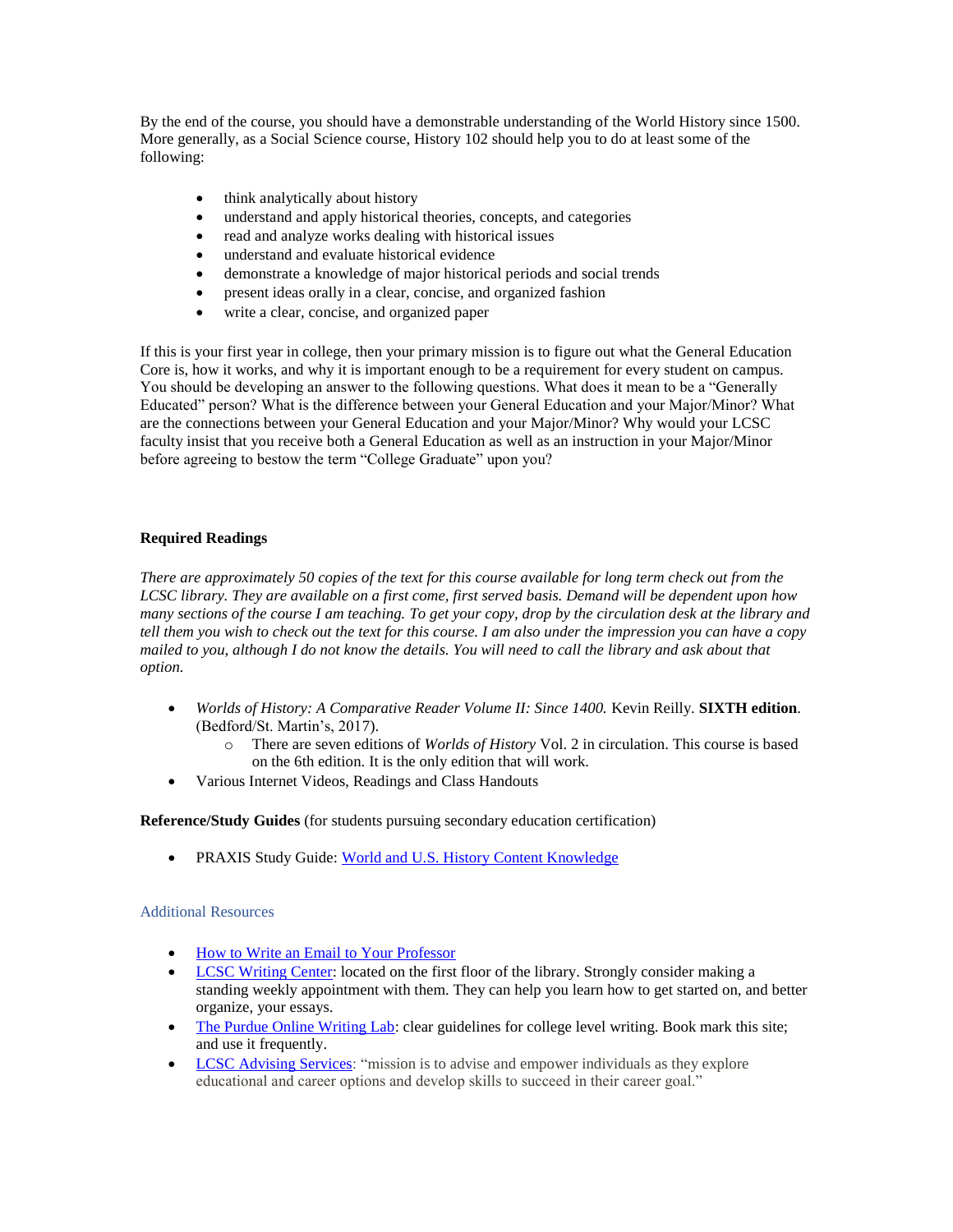By the end of the course, you should have a demonstrable understanding of the World History since 1500. More generally, as a Social Science course, History 102 should help you to do at least some of the following:

- think analytically about history
- understand and apply historical theories, concepts, and categories
- read and analyze works dealing with historical issues
- understand and evaluate historical evidence
- demonstrate a knowledge of major historical periods and social trends
- present ideas orally in a clear, concise, and organized fashion
- write a clear, concise, and organized paper

If this is your first year in college, then your primary mission is to figure out what the General Education Core is, how it works, and why it is important enough to be a requirement for every student on campus. You should be developing an answer to the following questions. What does it mean to be a "Generally Educated" person? What is the difference between your General Education and your Major/Minor? What are the connections between your General Education and your Major/Minor? Why would your LCSC faculty insist that you receive both a General Education as well as an instruction in your Major/Minor before agreeing to bestow the term "College Graduate" upon you?

**Required Readings**

*There are approximately 50 copies of the text for this course available for long term check out from the LCSC library. They are available on a first come, first served basis. Demand will be dependent upon how many sections of the course I am teaching. To get your copy, drop by the circulation desk at the library and tell them you wish to check out the text for this course. I am also under the impression you can have a copy mailed to you, although I do not know the details. You will need to call the library and ask about that option.*

- *Worlds of History: A Comparative Reader Volume II: Since 1400.* Kevin Reilly. **SIXTH edition**. (Bedford/St. Martin's, 2017).
  - There are seven editions of *Worlds of History* Vol. 2 in circulation. This course is based on the 6th edition. It is the only edition that will work.
- Various Internet Videos, Readings and Class Handouts

**Reference/Study Guides** (for students pursuing secondary education certification)

- PRAXIS Study Guide: World and U.S. History Content Knowledge

### Additional Resources

- How to Write an Email to Your Professor
- LCSC Writing Center: located on the first floor of the library. Strongly consider making a standing weekly appointment with them. They can help you learn how to get started on, and better organize, your essays.
- The Purdue Online Writing Lab: clear guidelines for college level writing. Book mark this site; and use it frequently.
- LCSC Advising Services: "mission is to advise and empower individuals as they explore educational and career options and develop skills to succeed in their career goal."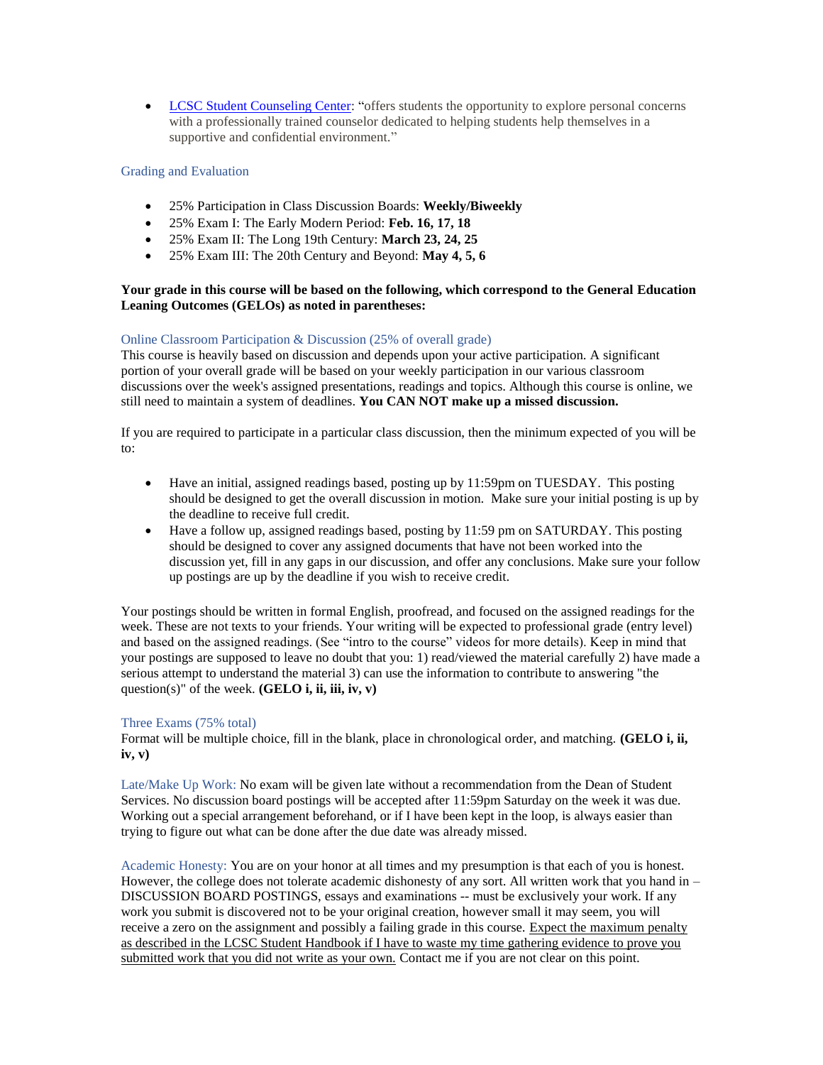- [LCSC Student Counseling Center](): "offers students the opportunity to explore personal concerns with a professionally trained counselor dedicated to helping students help themselves in a supportive and confidential environment."

### Grading and Evaluation

- 25% Participation in Class Discussion Boards: **Weekly/Biweekly**
- 25% Exam I: The Early Modern Period: **Feb. 16, 17, 18**
- 25% Exam II: The Long 19th Century: **March 23, 24, 25**
- 25% Exam III: The 20th Century and Beyond: **May 4, 5, 6**

**Your grade in this course will be based on the following, which correspond to the General Education Leaning Outcomes (GELOs) as noted in parentheses:**

### Online Classroom Participation & Discussion (25% of overall grade)

This course is heavily based on discussion and depends upon your active participation. A significant portion of your overall grade will be based on your weekly participation in our various classroom discussions over the week's assigned presentations, readings and topics. Although this course is online, we still need to maintain a system of deadlines. **You CAN NOT make up a missed discussion.**

If you are required to participate in a particular class discussion, then the minimum expected of you will be to:

- Have an initial, assigned readings based, posting up by 11:59pm on TUESDAY. This posting should be designed to get the overall discussion in motion. Make sure your initial posting is up by the deadline to receive full credit.
- Have a follow up, assigned readings based, posting by 11:59 pm on SATURDAY. This posting should be designed to cover any assigned documents that have not been worked into the discussion yet, fill in any gaps in our discussion, and offer any conclusions. Make sure your follow up postings are up by the deadline if you wish to receive credit.

Your postings should be written in formal English, proofread, and focused on the assigned readings for the week. These are not texts to your friends. Your writing will be expected to professional grade (entry level) and based on the assigned readings. (See "intro to the course" videos for more details). Keep in mind that your postings are supposed to leave no doubt that you: 1) read/viewed the material carefully 2) have made a serious attempt to understand the material 3) can use the information to contribute to answering "the question(s)" of the week. **(GELO i, ii, iii, iv, v)**

### Three Exams (75% total)

Format will be multiple choice, fill in the blank, place in chronological order, and matching. **(GELO i, ii, iv, v)**

Late/Make Up Work: No exam will be given late without a recommendation from the Dean of Student Services. No discussion board postings will be accepted after 11:59pm Saturday on the week it was due. Working out a special arrangement beforehand, or if I have been kept in the loop, is always easier than trying to figure out what can be done after the due date was already missed.

Academic Honesty: You are on your honor at all times and my presumption is that each of you is honest. However, the college does not tolerate academic dishonesty of any sort. All written work that you hand in – DISCUSSION BOARD POSTINGS, essays and examinations -- must be exclusively your work. If any work you submit is discovered not to be your original creation, however small it may seem, you will receive a zero on the assignment and possibly a failing grade in this course. Expect the maximum penalty as described in the LCSC Student Handbook if I have to waste my time gathering evidence to prove you submitted work that you did not write as your own. Contact me if you are not clear on this point.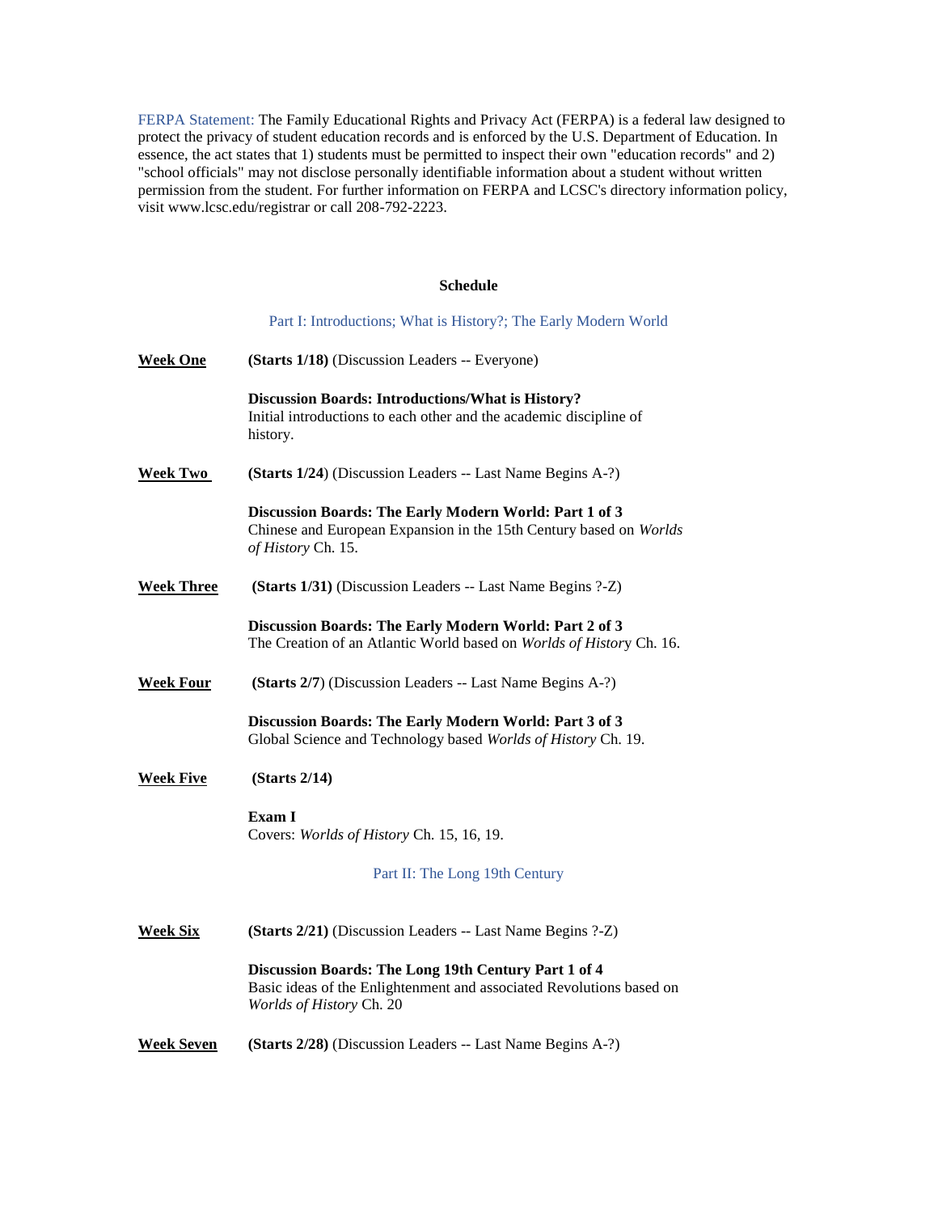FERPA Statement: The Family Educational Rights and Privacy Act (FERPA) is a federal law designed to protect the privacy of student education records and is enforced by the U.S. Department of Education. In essence, the act states that 1) students must be permitted to inspect their own "education records" and 2) "school officials" may not disclose personally identifiable information about a student without written permission from the student. For further information on FERPA and LCSC's directory information policy, visit www.lcsc.edu/registrar or call 208-792-2223.

## Schedule

### Part I: Introductions; What is History?; The Early Modern World

**Week One** **(Starts 1/18)** (Discussion Leaders -- Everyone)

**Discussion Boards: Introductions/What is History?**
Initial introductions to each other and the academic discipline of history.

**Week Two** **(Starts 1/24)** (Discussion Leaders -- Last Name Begins A-?)

**Discussion Boards: The Early Modern World: Part 1 of 3**
Chinese and European Expansion in the 15th Century based on *Worlds of History* Ch. 15.

**Week Three** **(Starts 1/31)** (Discussion Leaders -- Last Name Begins ?-Z)

**Discussion Boards: The Early Modern World: Part 2 of 3**
The Creation of an Atlantic World based on *Worlds of History* Ch. 16.

**Week Four** **(Starts 2/7)** (Discussion Leaders -- Last Name Begins A-?)

**Discussion Boards: The Early Modern World: Part 3 of 3**
Global Science and Technology based *Worlds of History* Ch. 19.

**Week Five** **(Starts 2/14)**

**Exam I**
Covers: *Worlds of History* Ch. 15, 16, 19.

### Part II: The Long 19th Century

**Week Six** **(Starts 2/21)** (Discussion Leaders -- Last Name Begins ?-Z)

**Discussion Boards: The Long 19th Century Part 1 of 4**
Basic ideas of the Enlightenment and associated Revolutions based on *Worlds of History* Ch. 20

**Week Seven** **(Starts 2/28)** (Discussion Leaders -- Last Name Begins A-?)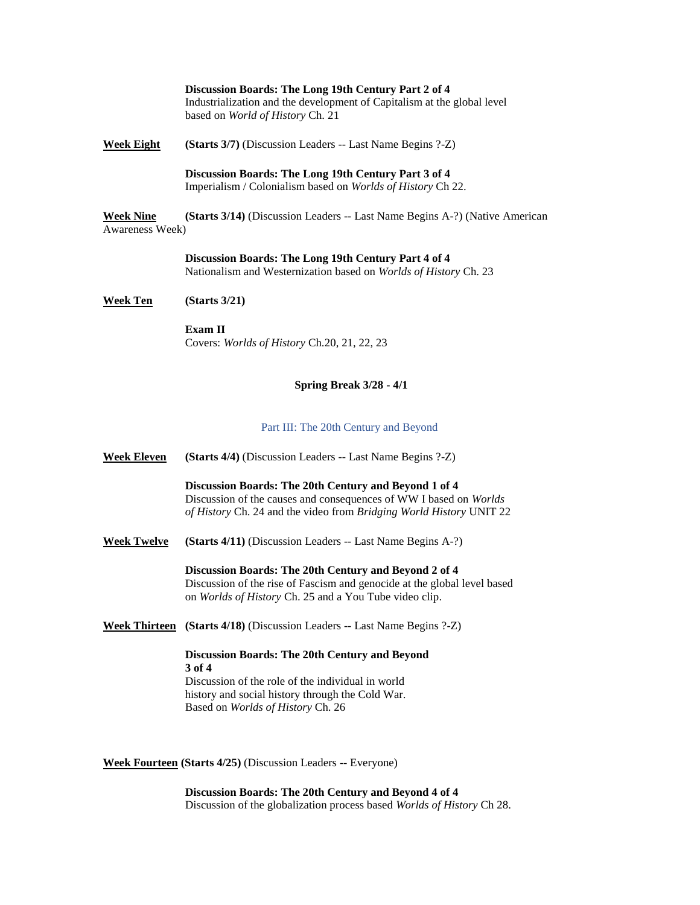**Discussion Boards: The Long 19th Century Part 2 of 4**
Industrialization and the development of Capitalism at the global level based on *World of History* Ch. 21

**Week Eight** **(Starts 3/7)** (Discussion Leaders -- Last Name Begins ?-Z)

**Discussion Boards: The Long 19th Century Part 3 of 4**
Imperialism / Colonialism based on *Worlds of History* Ch 22.

**Week Nine** **(Starts 3/14)** (Discussion Leaders -- Last Name Begins A-?) (Native American Awareness Week)

**Discussion Boards: The Long 19th Century Part 4 of 4**
Nationalism and Westernization based on *Worlds of History* Ch. 23

**Week Ten** **(Starts 3/21)**

**Exam II**
Covers: *Worlds of History* Ch.20, 21, 22, 23

**Spring Break 3/28 - 4/1**

## Part III: The 20th Century and Beyond

**Week Eleven** **(Starts 4/4)** (Discussion Leaders -- Last Name Begins ?-Z)

**Discussion Boards: The 20th Century and Beyond 1 of 4**
Discussion of the causes and consequences of WW I based on *Worlds of History* Ch. 24 and the video from *Bridging World History* UNIT 22

**Week Twelve** **(Starts 4/11)** (Discussion Leaders -- Last Name Begins A-?)

**Discussion Boards: The 20th Century and Beyond 2 of 4**
Discussion of the rise of Fascism and genocide at the global level based on *Worlds of History* Ch. 25 and a You Tube video clip.

**Week Thirteen** **(Starts 4/18)** (Discussion Leaders -- Last Name Begins ?-Z)

**Discussion Boards: The 20th Century and Beyond 3 of 4**
Discussion of the role of the individual in world history and social history through the Cold War. Based on *Worlds of History* Ch. 26

**Week Fourteen** **(Starts 4/25)** (Discussion Leaders -- Everyone)

**Discussion Boards: The 20th Century and Beyond 4 of 4**
Discussion of the globalization process based *Worlds of History* Ch 28.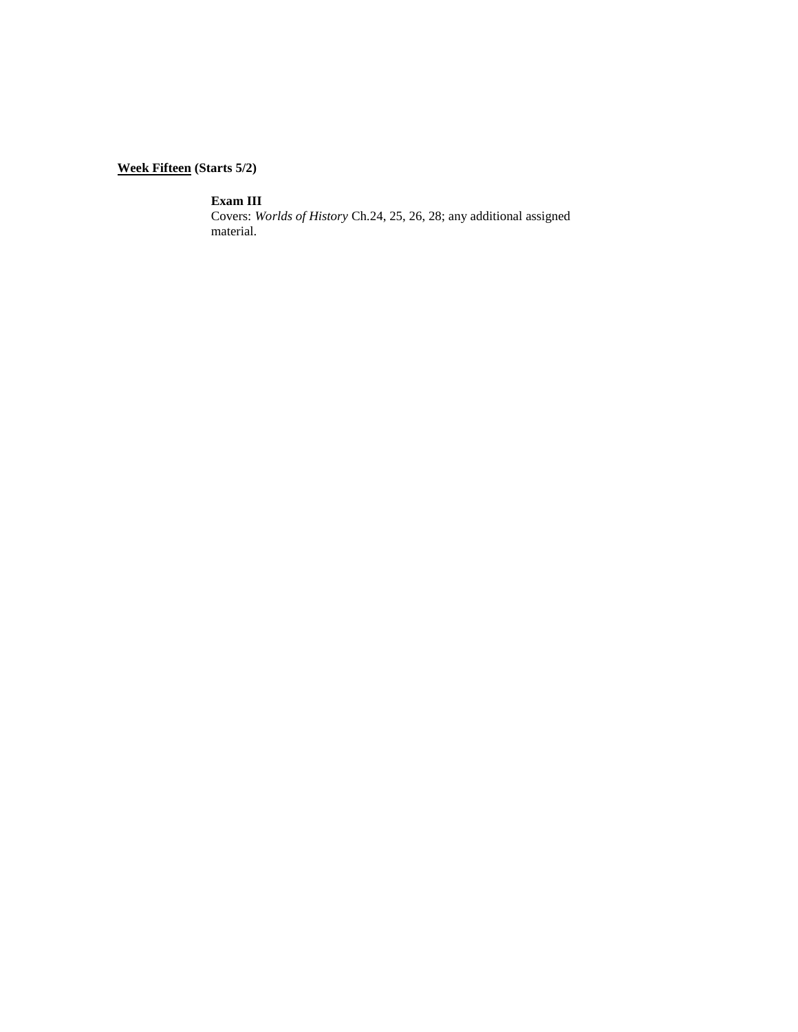**<u>Week Fifteen</u> (Starts 5/2)**

**Exam III**
Covers: *Worlds of History* Ch.24, 25, 26, 28; any additional assigned material.